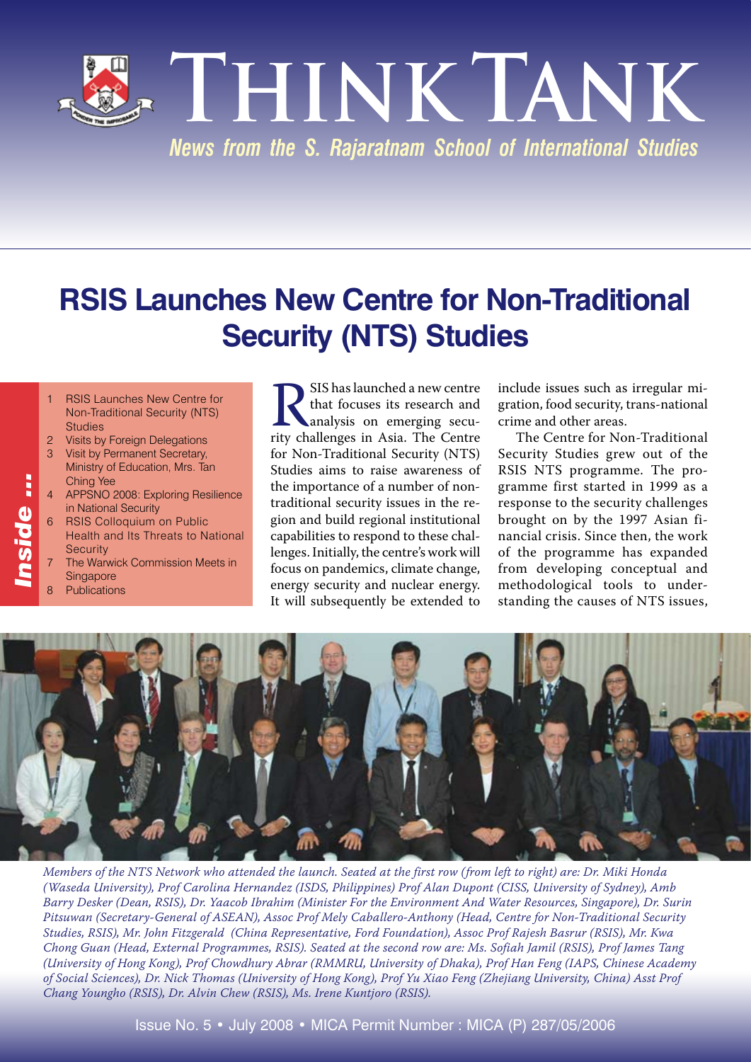# THINK TANK

*News from the S. Rajaratnam School of International Studies*

## RSIS Launches New Centre for Non-Traditional Security (NTS) Studies

**Inside ...**

1. RSIS Launches New Centre for Non-Traditional Security (NTS) Studies
2. Visits by Foreign Delegations
3. Visit by Permanent Secretary, Ministry of Education, Mrs. Tan Ching Yee
4. APPSNO 2008: Exploring Resilience in National Security
6. RSIS Colloquium on Public Health and Its Threats to National Security
7. The Warwick Commission Meets in Singapore
8. Publications

RSIS has launched a new centre that focuses its research and analysis on emerging security challenges in Asia. The Centre for Non-Traditional Security (NTS) Studies aims to raise awareness of the importance of a number of non-traditional security issues in the region and build regional institutional capabilities to respond to these challenges. Initially, the centre's work will focus on pandemics, climate change, energy security and nuclear energy. It will subsequently be extended to include issues such as irregular migration, food security, trans-national crime and other areas.

The Centre for Non-Traditional Security Studies grew out of the RSIS NTS programme. The programme first started in 1999 as a response to the security challenges brought on by the 1997 Asian financial crisis. Since then, the work of the programme has expanded from developing conceptual and methodological tools to understanding the causes of NTS issues,

*Members of the NTS Network who attended the launch. Seated at the first row (from left to right) are: Dr. Miki Honda (Waseda University), Prof Carolina Hernandez (ISDS, Philippines) Prof Alan Dupont (CISS, University of Sydney), Amb Barry Desker (Dean, RSIS), Dr. Yaacob Ibrahim (Minister For the Environment And Water Resources, Singapore), Dr. Surin Pitsuwan (Secretary-General of ASEAN), Assoc Prof Mely Caballero-Anthony (Head, Centre for Non-Traditional Security Studies, RSIS), Mr. John Fitzgerald (China Representative, Ford Foundation), Assoc Prof Rajesh Basrur (RSIS), Mr. Kwa Chong Guan (Head, External Programmes, RSIS). Seated at the second row are: Ms. Sofiah Jamil (RSIS), Prof James Tang (University of Hong Kong), Prof Chowdhury Abrar (RMMRU, University of Dhaka), Prof Han Feng (IAPS, Chinese Academy of Social Sciences), Dr. Nick Thomas (University of Hong Kong), Prof Yu Xiao Feng (Zhejiang University, China) Asst Prof Chang Youngho (RSIS), Dr. Alvin Chew (RSIS), Ms. Irene Kuntjoro (RSIS).*

Issue No. 5 • July 2008 • MICA Permit Number : MICA (P) 287/05/2006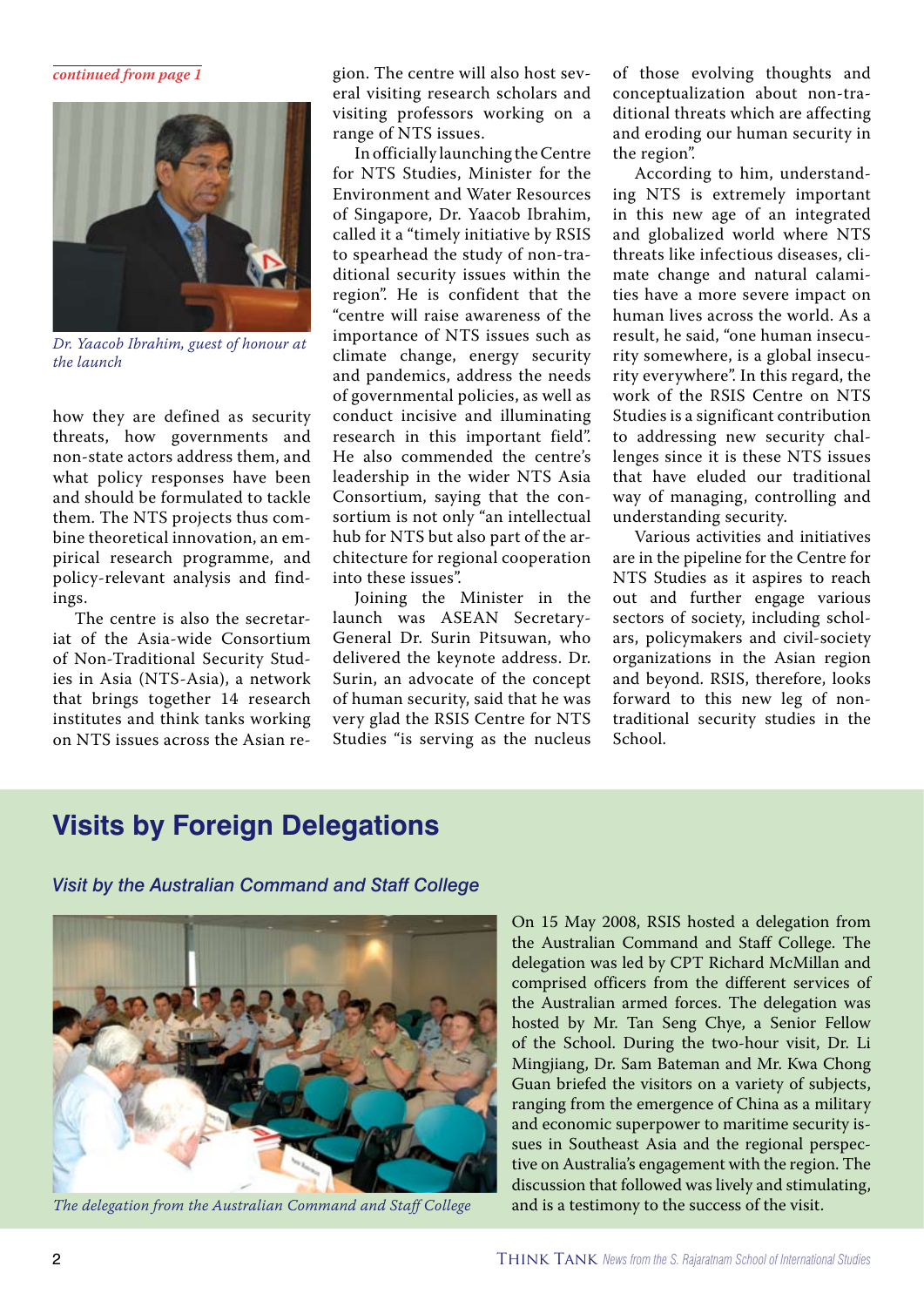*continued from page 1*

*Dr. Yaacob Ibrahim, guest of honour at the launch*

how they are defined as security threats, how governments and non-state actors address them, and what policy responses have been and should be formulated to tackle them. The NTS projects thus combine theoretical innovation, an empirical research programme, and policy-relevant analysis and findings.

The centre is also the secretariat of the Asia-wide Consortium of Non-Traditional Security Studies in Asia (NTS-Asia), a network that brings together 14 research institutes and think tanks working on NTS issues across the Asian region. The centre will also host several visiting research scholars and visiting professors working on a range of NTS issues.

In officially launching the Centre for NTS Studies, Minister for the Environment and Water Resources of Singapore, Dr. Yaacob Ibrahim, called it a "timely initiative by RSIS to spearhead the study of non-traditional security issues within the region". He is confident that the "centre will raise awareness of the importance of NTS issues such as climate change, energy security and pandemics, address the needs of governmental policies, as well as conduct incisive and illuminating research in this important field". He also commended the centre's leadership in the wider NTS Asia Consortium, saying that the consortium is not only "an intellectual hub for NTS but also part of the architecture for regional cooperation into these issues".

Joining the Minister in the launch was ASEAN Secretary-General Dr. Surin Pitsuwan, who delivered the keynote address. Dr. Surin, an advocate of the concept of human security, said that he was very glad the RSIS Centre for NTS Studies "is serving as the nucleus of those evolving thoughts and conceptualization about non-traditional threats which are affecting and eroding our human security in the region".

According to him, understanding NTS is extremely important in this new age of an integrated and globalized world where NTS threats like infectious diseases, climate change and natural calamities have a more severe impact on human lives across the world. As a result, he said, "one human insecurity somewhere, is a global insecurity everywhere". In this regard, the work of the RSIS Centre on NTS Studies is a significant contribution to addressing new security challenges since it is these NTS issues that have eluded our traditional way of managing, controlling and understanding security.

Various activities and initiatives are in the pipeline for the Centre for NTS Studies as it aspires to reach out and further engage various sectors of society, including scholars, policymakers and civil-society organizations in the Asian region and beyond. RSIS, therefore, looks forward to this new leg of non-traditional security studies in the School.

## Visits by Foreign Delegations

### *Visit by the Australian Command and Staff College*

*The delegation from the Australian Command and Staff College*

On 15 May 2008, RSIS hosted a delegation from the Australian Command and Staff College. The delegation was led by CPT Richard McMillan and comprised officers from the different services of the Australian armed forces. The delegation was hosted by Mr. Tan Seng Chye, a Senior Fellow of the School. During the two-hour visit, Dr. Li Mingjiang, Dr. Sam Bateman and Mr. Kwa Chong Guan briefed the visitors on a variety of subjects, ranging from the emergence of China as a military and economic superpower to maritime security issues in Southeast Asia and the regional perspective on Australia's engagement with the region. The discussion that followed was lively and stimulating, and is a testimony to the success of the visit.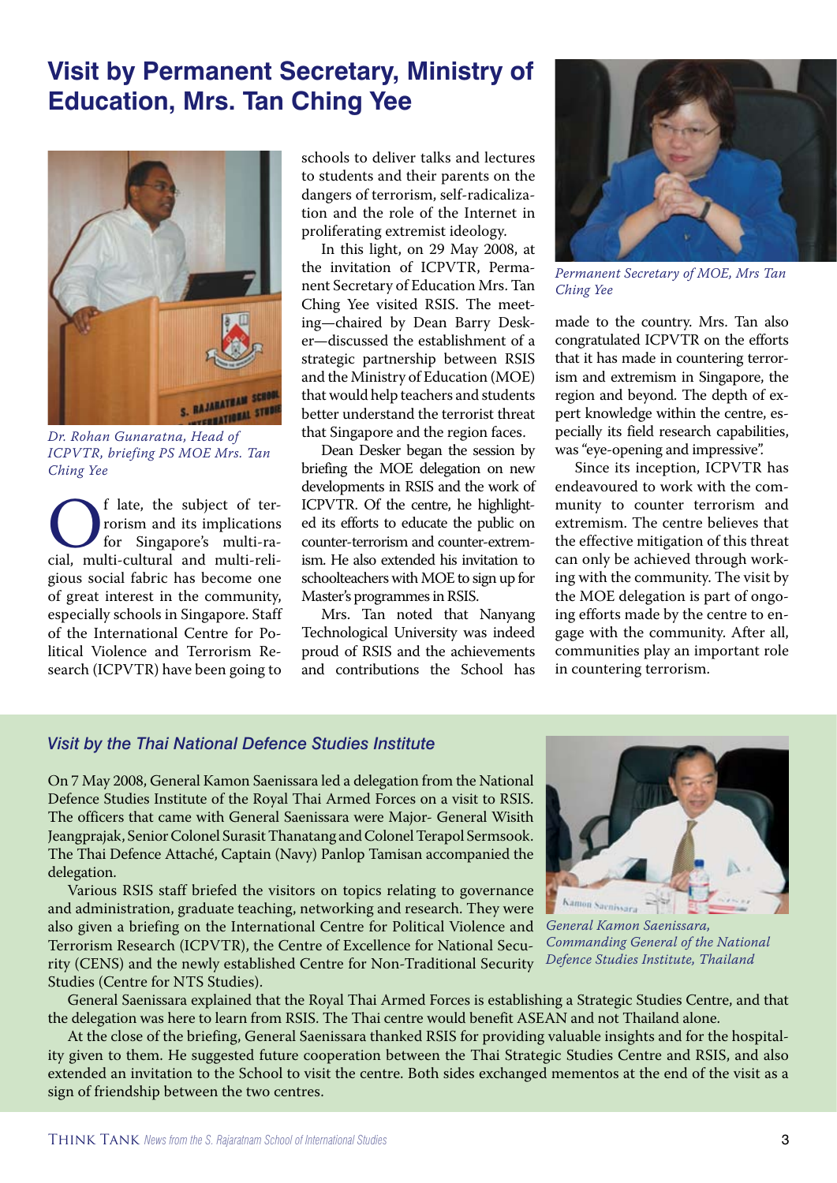# Visit by Permanent Secretary, Ministry of Education, Mrs. Tan Ching Yee

*Dr. Rohan Gunaratna, Head of ICPVTR, briefing PS MOE Mrs. Tan Ching Yee*

Of late, the subject of terrorism and its implications for Singapore's multi-racial, multi-cultural and multi-religious social fabric has become one of great interest in the community, especially schools in Singapore. Staff of the International Centre for Political Violence and Terrorism Research (ICPVTR) have been going to schools to deliver talks and lectures to students and their parents on the dangers of terrorism, self-radicalization and the role of the Internet in proliferating extremist ideology.

In this light, on 29 May 2008, at the invitation of ICPVTR, Permanent Secretary of Education Mrs. Tan Ching Yee visited RSIS. The meeting—chaired by Dean Barry Desker—discussed the establishment of a strategic partnership between RSIS and the Ministry of Education (MOE) that would help teachers and students better understand the terrorist threat that Singapore and the region faces.

Dean Desker began the session by briefing the MOE delegation on new developments in RSIS and the work of ICPVTR. Of the centre, he highlighted its efforts to educate the public on counter-terrorism and counter-extremism. He also extended his invitation to schoolteachers with MOE to sign up for Master's programmes in RSIS.

Mrs. Tan noted that Nanyang Technological University was indeed proud of RSIS and the achievements and contributions the School has made to the country. Mrs. Tan also congratulated ICPVTR on the efforts that it has made in countering terrorism and extremism in Singapore, the region and beyond. The depth of expert knowledge within the centre, especially its field research capabilities, was "eye-opening and impressive".

*Permanent Secretary of MOE, Mrs Tan Ching Yee*

Since its inception, ICPVTR has endeavoured to work with the community to counter terrorism and extremism. The centre believes that the effective mitigation of this threat can only be achieved through working with the community. The visit by the MOE delegation is part of ongoing efforts made by the centre to engage with the community. After all, communities play an important role in countering terrorism.

## *Visit by the Thai National Defence Studies Institute*

On 7 May 2008, General Kamon Saenissara led a delegation from the National Defence Studies Institute of the Royal Thai Armed Forces on a visit to RSIS. The officers that came with General Saenissara were Major- General Wisith Jeangprajak, Senior Colonel Surasit Thanatang and Colonel Terapol Sermsook. The Thai Defence Attaché, Captain (Navy) Panlop Tamisan accompanied the delegation.

Various RSIS staff briefed the visitors on topics relating to governance and administration, graduate teaching, networking and research. They were also given a briefing on the International Centre for Political Violence and Terrorism Research (ICPVTR), the Centre of Excellence for National Security (CENS) and the newly established Centre for Non-Traditional Security Studies (Centre for NTS Studies).

*General Kamon Saenissara, Commanding General of the National Defence Studies Institute, Thailand*

General Saenissara explained that the Royal Thai Armed Forces is establishing a Strategic Studies Centre, and that the delegation was here to learn from RSIS. The Thai centre would benefit ASEAN and not Thailand alone.

At the close of the briefing, General Saenissara thanked RSIS for providing valuable insights and for the hospitality given to them. He suggested future cooperation between the Thai Strategic Studies Centre and RSIS, and also extended an invitation to the School to visit the centre. Both sides exchanged mementos at the end of the visit as a sign of friendship between the two centres.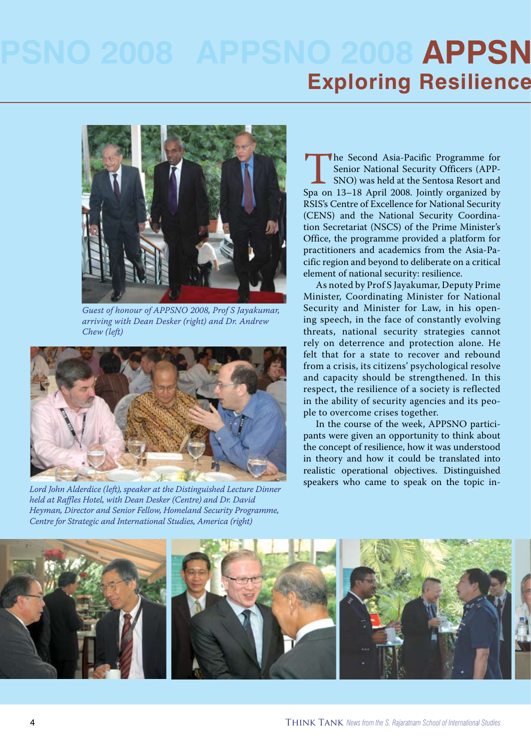# APPSNO 2008

## Exploring Resilience

Guest of honour of APPSNO 2008, Prof S Jayakumar, arriving with Dean Desker (right) and Dr. Andrew Chew (left)

Lord John Alderdice (left), speaker at the Distinguished Lecture Dinner held at Raffles Hotel, with Dean Desker (Centre) and Dr. David Heyman, Director and Senior Fellow, Homeland Security Programme, Centre for Strategic and International Studies, America (right)

The Second Asia-Pacific Programme for Senior National Security Officers (APPSNO) was held at the Sentosa Resort and Spa on 13–18 April 2008. Jointly organized by RSIS's Centre of Excellence for National Security (CENS) and the National Security Coordination Secretariat (NSCS) of the Prime Minister's Office, the programme provided a platform for practitioners and academics from the Asia-Pacific region and beyond to deliberate on a critical element of national security: resilience.

As noted by Prof S Jayakumar, Deputy Prime Minister, Coordinating Minister for National Security and Minister for Law, in his opening speech, in the face of constantly evolving threats, national security strategies cannot rely on deterrence and protection alone. He felt that for a state to recover and rebound from a crisis, its citizens' psychological resolve and capacity should be strengthened. In this respect, the resilience of a society is reflected in the ability of security agencies and its people to overcome crises together.

In the course of the week, APPSNO participants were given an opportunity to think about the concept of resilience, how it was understood in theory and how it could be translated into realistic operational objectives. Distinguished speakers who came to speak on the topic in-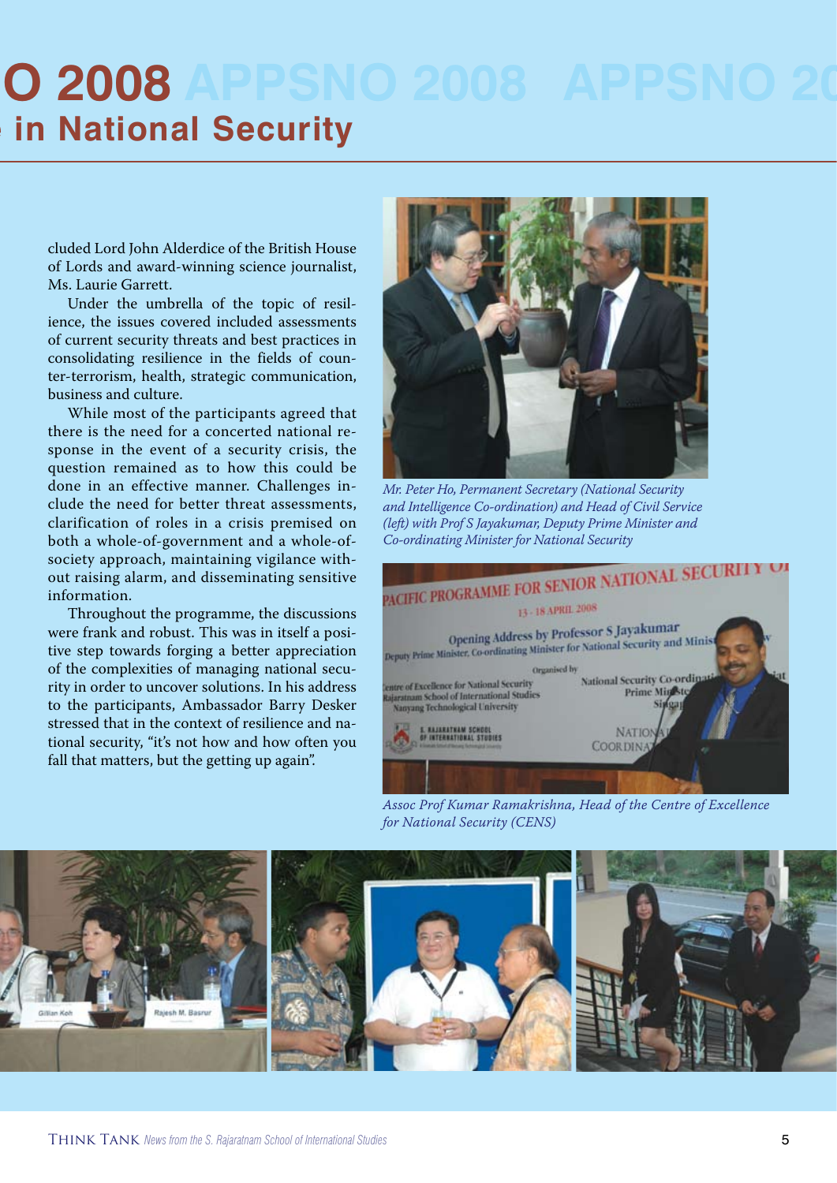cluded Lord John Alderdice of the British House of Lords and award-winning science journalist, Ms. Laurie Garrett.

Under the umbrella of the topic of resilience, the issues covered included assessments of current security threats and best practices in consolidating resilience in the fields of counter-terrorism, health, strategic communication, business and culture.

While most of the participants agreed that there is the need for a concerted national response in the event of a security crisis, the question remained as to how this could be done in an effective manner. Challenges include the need for better threat assessments, clarification of roles in a crisis premised on both a whole-of-government and a whole-of-society approach, maintaining vigilance without raising alarm, and disseminating sensitive information.

Throughout the programme, the discussions were frank and robust. This was in itself a positive step towards forging a better appreciation of the complexities of managing national security in order to uncover solutions. In his address to the participants, Ambassador Barry Desker stressed that in the context of resilience and national security, "it's not how and how often you fall that matters, but the getting up again".

*Mr. Peter Ho, Permanent Secretary (National Security and Intelligence Co-ordination) and Head of Civil Service (left) with Prof S Jayakumar, Deputy Prime Minister and Co-ordinating Minister for National Security*

*Assoc Prof Kumar Ramakrishna, Head of the Centre of Excellence for National Security (CENS)*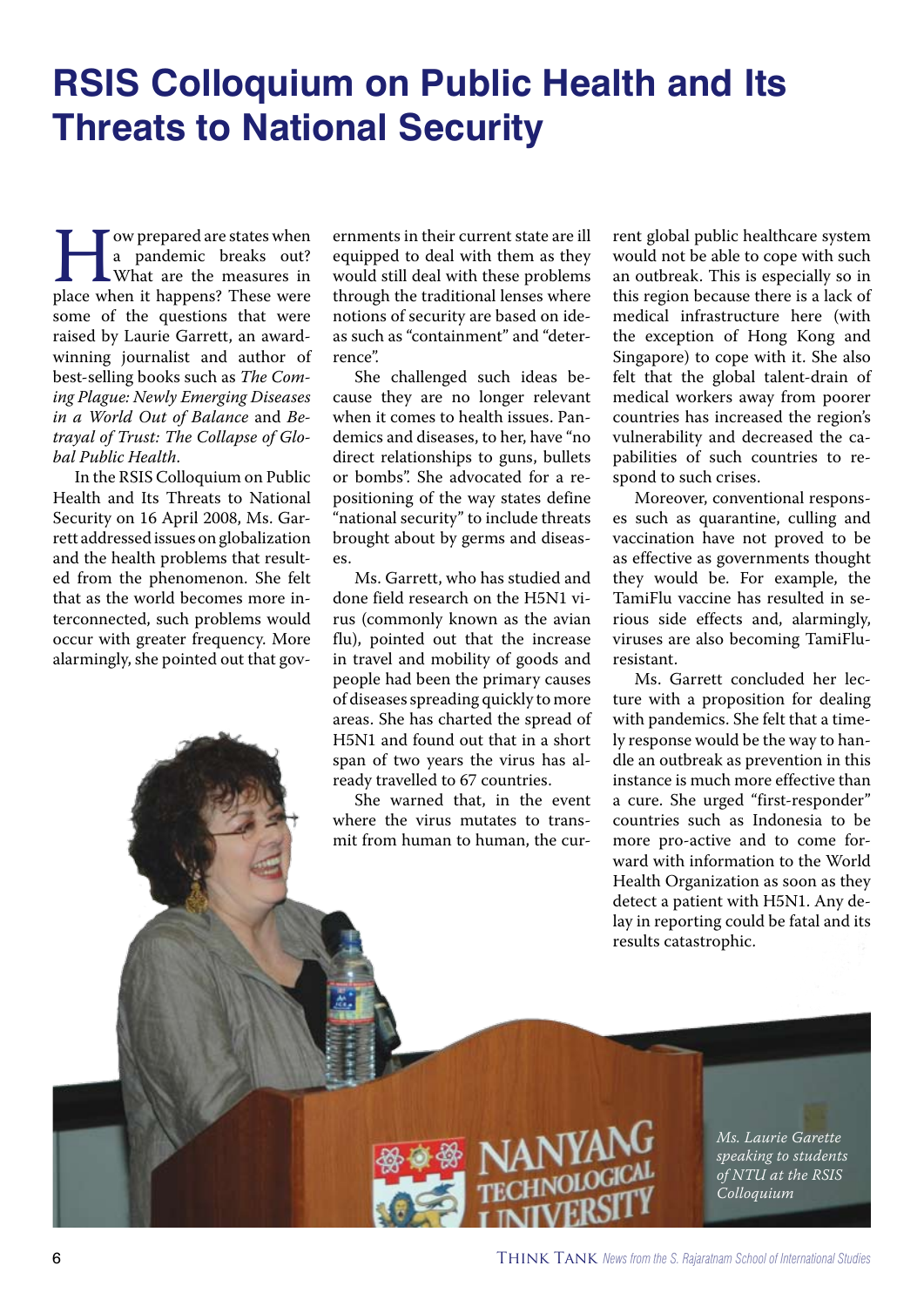# RSIS Colloquium on Public Health and Its Threats to National Security

How prepared are states when a pandemic breaks out? What are the measures in place when it happens? These were some of the questions that were raised by Laurie Garrett, an award-winning journalist and author of best-selling books such as *The Coming Plague: Newly Emerging Diseases in a World Out of Balance* and *Betrayal of Trust: The Collapse of Global Public Health*.

In the RSIS Colloquium on Public Health and Its Threats to National Security on 16 April 2008, Ms. Garrett addressed issues on globalization and the health problems that resulted from the phenomenon. She felt that as the world becomes more interconnected, such problems would occur with greater frequency. More alarmingly, she pointed out that governments in their current state are ill equipped to deal with them as they would still deal with these problems through the traditional lenses where notions of security are based on ideas such as "containment" and "deterrence".

She challenged such ideas because they are no longer relevant when it comes to health issues. Pandemics and diseases, to her, have "no direct relationships to guns, bullets or bombs". She advocated for a repositioning of the way states define "national security" to include threats brought about by germs and diseases.

Ms. Garrett, who has studied and done field research on the H5N1 virus (commonly known as the avian flu), pointed out that the increase in travel and mobility of goods and people had been the primary causes of diseases spreading quickly to more areas. She has charted the spread of H5N1 and found out that in a short span of two years the virus has already travelled to 67 countries.

She warned that, in the event where the virus mutates to transmit from human to human, the current global public healthcare system would not be able to cope with such an outbreak. This is especially so in this region because there is a lack of medical infrastructure here (with the exception of Hong Kong and Singapore) to cope with it. She also felt that the global talent-drain of medical workers away from poorer countries has increased the region's vulnerability and decreased the capabilities of such countries to respond to such crises.

Moreover, conventional responses such as quarantine, culling and vaccination have not proved to be as effective as governments thought they would be. For example, the TamiFlu vaccine has resulted in serious side effects and, alarmingly, viruses are also becoming TamiFlu-resistant.

Ms. Garrett concluded her lecture with a proposition for dealing with pandemics. She felt that a timely response would be the way to handle an outbreak as prevention in this instance is much more effective than a cure. She urged "first-responder" countries such as Indonesia to be more pro-active and to come forward with information to the World Health Organization as soon as they detect a patient with H5N1. Any delay in reporting could be fatal and its results catastrophic.

*Ms. Laurie Garette speaking to students of NTU at the RSIS Colloquium*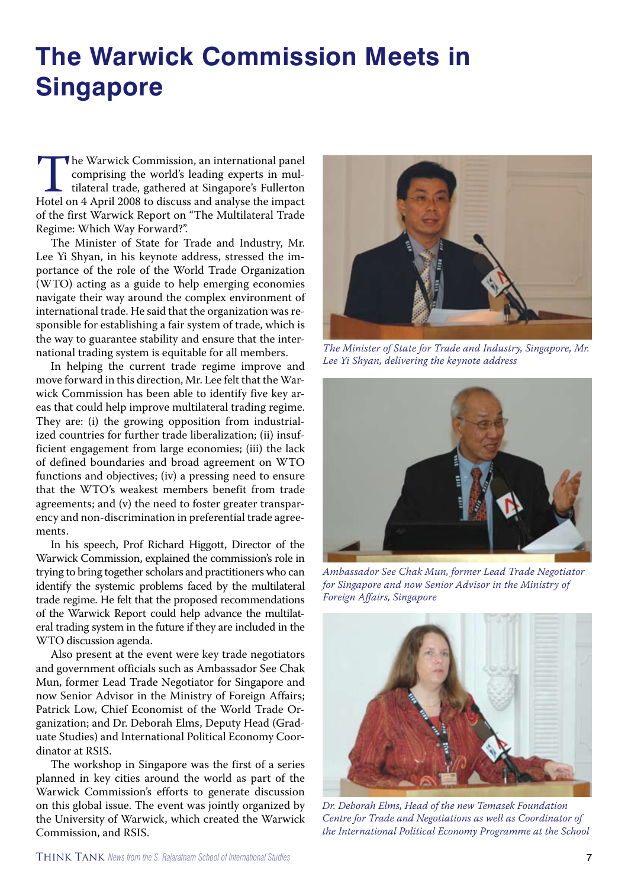# The Warwick Commission Meets in Singapore

The Warwick Commission, an international panel comprising the world's leading experts in multilateral trade, gathered at Singapore's Fullerton Hotel on 4 April 2008 to discuss and analyse the impact of the first Warwick Report on "The Multilateral Trade Regime: Which Way Forward?".

The Minister of State for Trade and Industry, Mr. Lee Yi Shyan, in his keynote address, stressed the importance of the role of the World Trade Organization (WTO) acting as a guide to help emerging economies navigate their way around the complex environment of international trade. He said that the organization was responsible for establishing a fair system of trade, which is the way to guarantee stability and ensure that the international trading system is equitable for all members.

In helping the current trade regime improve and move forward in this direction, Mr. Lee felt that the Warwick Commission has been able to identify five key areas that could help improve multilateral trading regime. They are: (i) the growing opposition from industrialized countries for further trade liberalization; (ii) insufficient engagement from large economies; (iii) the lack of defined boundaries and broad agreement on WTO functions and objectives; (iv) a pressing need to ensure that the WTO's weakest members benefit from trade agreements; and (v) the need to foster greater transparency and non-discrimination in preferential trade agreements.

In his speech, Prof Richard Higgott, Director of the Warwick Commission, explained the commission's role in trying to bring together scholars and practitioners who can identify the systemic problems faced by the multilateral trade regime. He felt that the proposed recommendations of the Warwick Report could help advance the multilateral trading system in the future if they are included in the WTO discussion agenda.

Also present at the event were key trade negotiators and government officials such as Ambassador See Chak Mun, former Lead Trade Negotiator for Singapore and now Senior Advisor in the Ministry of Foreign Affairs; Patrick Low, Chief Economist of the World Trade Organization; and Dr. Deborah Elms, Deputy Head (Graduate Studies) and International Political Economy Coordinator at RSIS.

The workshop in Singapore was the first of a series planned in key cities around the world as part of the Warwick Commission's efforts to generate discussion on this global issue. The event was jointly organized by the University of Warwick, which created the Warwick Commission, and RSIS.

*The Minister of State for Trade and Industry, Singapore, Mr. Lee Yi Shyan, delivering the keynote address*

*Ambassador See Chak Mun, former Lead Trade Negotiator for Singapore and now Senior Advisor in the Ministry of Foreign Affairs, Singapore*

*Dr. Deborah Elms, Head of the new Temasek Foundation Centre for Trade and Negotiations as well as Coordinator of the International Political Economy Programme at the School*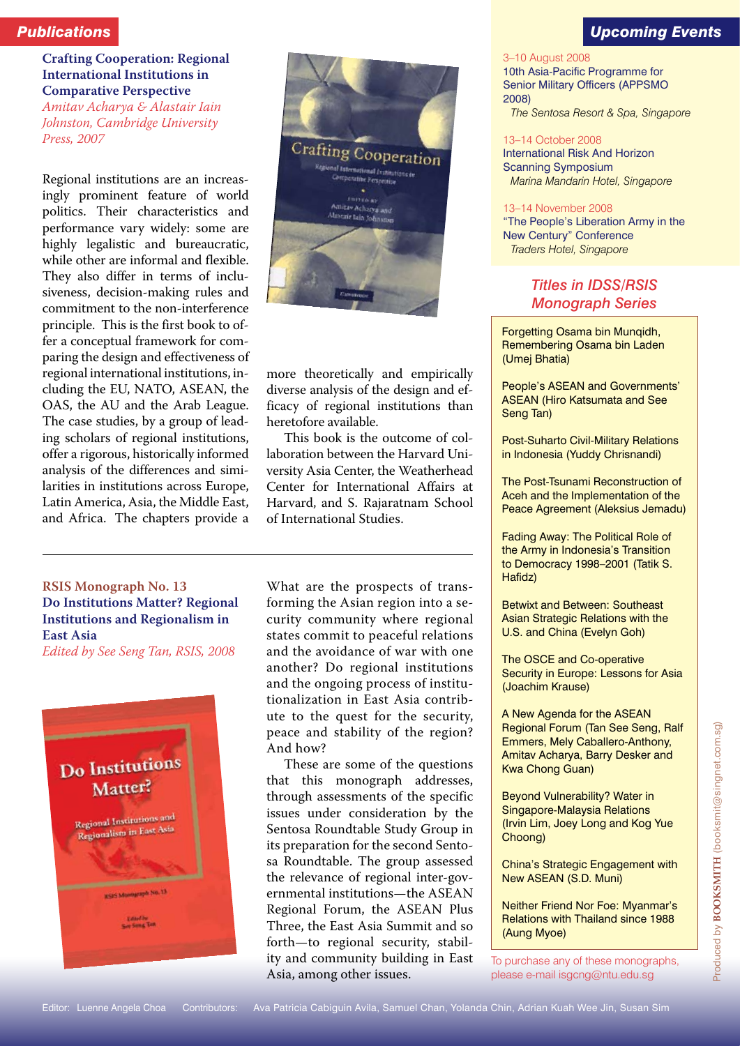## Publications

### Crafting Cooperation: Regional International Institutions in Comparative Perspective

*Amitav Acharya & Alastair Iain Johnston, Cambridge University Press, 2007*

Regional institutions are an increasingly prominent feature of world politics. Their characteristics and performance vary widely: some are highly legalistic and bureaucratic, while other are informal and flexible. They also differ in terms of inclusiveness, decision-making rules and commitment to the non-interference principle. This is the first book to offer a conceptual framework for comparing the design and effectiveness of regional international institutions, including the EU, NATO, ASEAN, the OAS, the AU and the Arab League. The case studies, by a group of leading scholars of regional institutions, offer a rigorous, historically informed analysis of the differences and similarities in institutions across Europe, Latin America, Asia, the Middle East, and Africa. The chapters provide a more theoretically and empirically diverse analysis of the design and efficacy of regional institutions than heretofore available.

This book is the outcome of collaboration between the Harvard University Asia Center, the Weatherhead Center for International Affairs at Harvard, and S. Rajaratnam School of International Studies.

### RSIS Monograph No. 13
### Do Institutions Matter? Regional Institutions and Regionalism in East Asia

*Edited by See Seng Tan, RSIS, 2008*

What are the prospects of transforming the Asian region into a security community where regional states commit to peaceful relations and the avoidance of war with one another? Do regional institutions and the ongoing process of institutionalization in East Asia contribute to the quest for the security, peace and stability of the region? And how?

These are some of the questions that this monograph addresses, through assessments of the specific issues under consideration by the Sentosa Roundtable Study Group in its preparation for the second Sentosa Roundtable. The group assessed the relevance of regional inter-governmental institutions—the ASEAN Regional Forum, the ASEAN Plus Three, the East Asia Summit and so forth—to regional security, stability and community building in East Asia, among other issues.

## Upcoming Events

3–10 August 2008
10th Asia-Pacific Programme for Senior Military Officers (APPSMO 2008)
*The Sentosa Resort & Spa, Singapore*

13–14 October 2008
International Risk And Horizon Scanning Symposium
*Marina Mandarin Hotel, Singapore*

13–14 November 2008
"The People's Liberation Army in the New Century" Conference
*Traders Hotel, Singapore*

## Titles in IDSS/RSIS Monograph Series

- Forgetting Osama bin Munqidh, Remembering Osama bin Laden (Umej Bhatia)
- People's ASEAN and Governments' ASEAN (Hiro Katsumata and See Seng Tan)
- Post-Suharto Civil-Military Relations in Indonesia (Yuddy Chrisnandi)
- The Post-Tsunami Reconstruction of Aceh and the Implementation of the Peace Agreement (Aleksius Jemadu)
- Fading Away: The Political Role of the Army in Indonesia's Transition to Democracy 1998–2001 (Tatik S. Hafidz)
- Betwixt and Between: Southeast Asian Strategic Relations with the U.S. and China (Evelyn Goh)
- The OSCE and Co-operative Security in Europe: Lessons for Asia (Joachim Krause)
- A New Agenda for the ASEAN Regional Forum (Tan See Seng, Ralf Emmers, Mely Caballero-Anthony, Amitav Acharya, Barry Desker and Kwa Chong Guan)
- Beyond Vulnerability? Water in Singapore-Malaysia Relations (Irvin Lim, Joey Long and Kog Yue Choong)
- China's Strategic Engagement with New ASEAN (S.D. Muni)
- Neither Friend Nor Foe: Myanmar's Relations with Thailand since 1988 (Aung Myoe)

To purchase any of these monographs, please e-mail isgcng@ntu.edu.sg

Editor: Luenne Angela Choa   Contributors: Ava Patricia Cabiguin Avila, Samuel Chan, Yolanda Chin, Adrian Kuah Wee Jin, Susan Sim

Produced by BOOKSMITH (booksmit@singnet.com.sg)